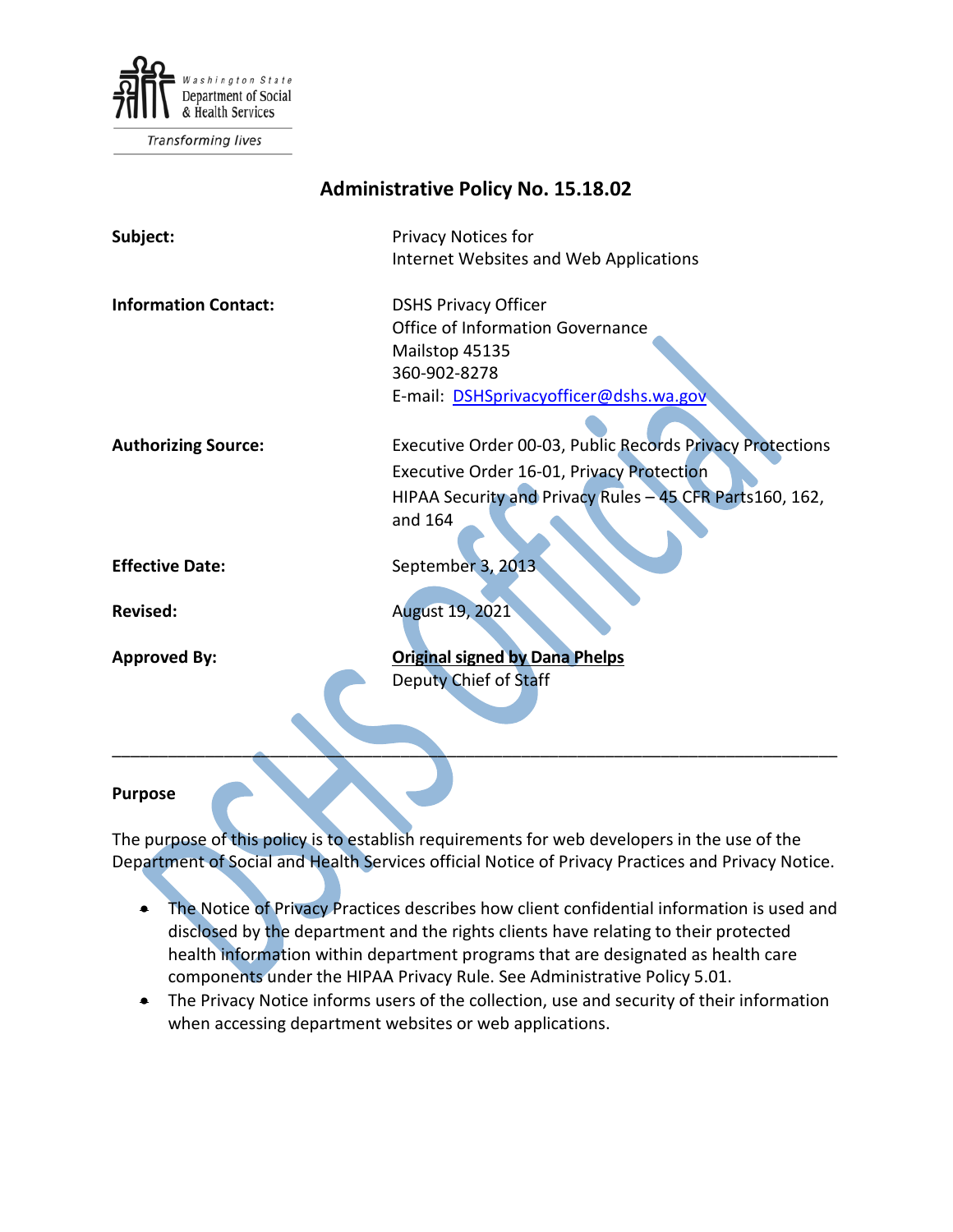Washington State Department of Social & Health Services

*Transforming lives*

# Administrative Policy No. 15.18.02

| | |
|---|---|
| **Subject:** | Privacy Notices for Internet Websites and Web Applications |
| **Information Contact:** | DSHS Privacy Officer<br>Office of Information Governance<br>Mailstop 45135<br>360-902-8278<br>E-mail: DSHSprivacyofficer@dshs.wa.gov |
| **Authorizing Source:** | Executive Order 00-03, Public Records Privacy Protections<br>Executive Order 16-01, Privacy Protection<br>HIPAA Security and Privacy Rules – 45 CFR Parts160, 162, and 164 |
| **Effective Date:** | September 3, 2013 |
| **Revised:** | August 19, 2021 |
| **Approved By:** | **Original signed by Dana Phelps**<br>Deputy Chief of Staff |

---

## Purpose

The purpose of this policy is to establish requirements for web developers in the use of the Department of Social and Health Services official Notice of Privacy Practices and Privacy Notice.

- The Notice of Privacy Practices describes how client confidential information is used and disclosed by the department and the rights clients have relating to their protected health information within department programs that are designated as health care components under the HIPAA Privacy Rule. See Administrative Policy 5.01.
- The Privacy Notice informs users of the collection, use and security of their information when accessing department websites or web applications.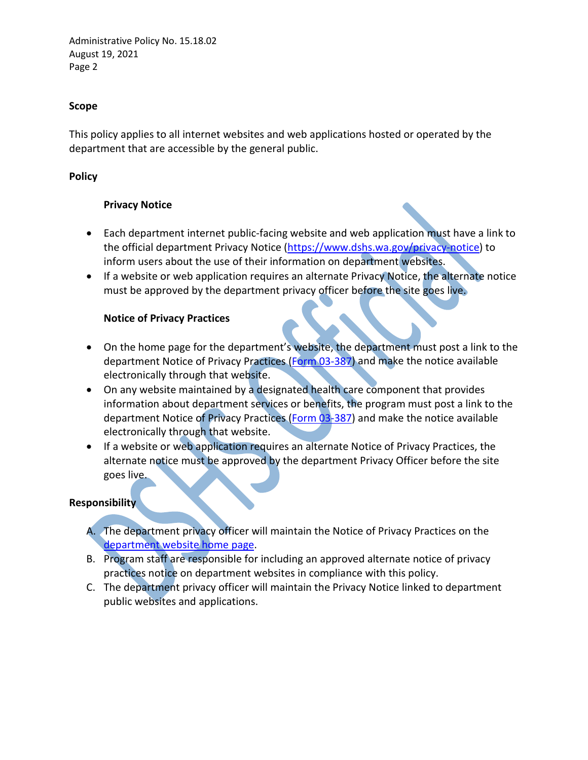## Scope

This policy applies to all internet websites and web applications hosted or operated by the department that are accessible by the general public.

## Policy

### Privacy Notice

- Each department internet public-facing website and web application must have a link to the official department Privacy Notice (https://www.dshs.wa.gov/privacy-notice) to inform users about the use of their information on department websites.
- If a website or web application requires an alternate Privacy Notice, the alternate notice must be approved by the department privacy officer before the site goes live.

### Notice of Privacy Practices

- On the home page for the department's website, the department must post a link to the department Notice of Privacy Practices (Form 03-387) and make the notice available electronically through that website.
- On any website maintained by a designated health care component that provides information about department services or benefits, the program must post a link to the department Notice of Privacy Practices (Form 03-387) and make the notice available electronically through that website.
- If a website or web application requires an alternate Notice of Privacy Practices, the alternate notice must be approved by the department Privacy Officer before the site goes live.

## Responsibility

A. The department privacy officer will maintain the Notice of Privacy Practices on the department website home page.

B. Program staff are responsible for including an approved alternate notice of privacy practices notice on department websites in compliance with this policy.

C. The department privacy officer will maintain the Privacy Notice linked to department public websites and applications.